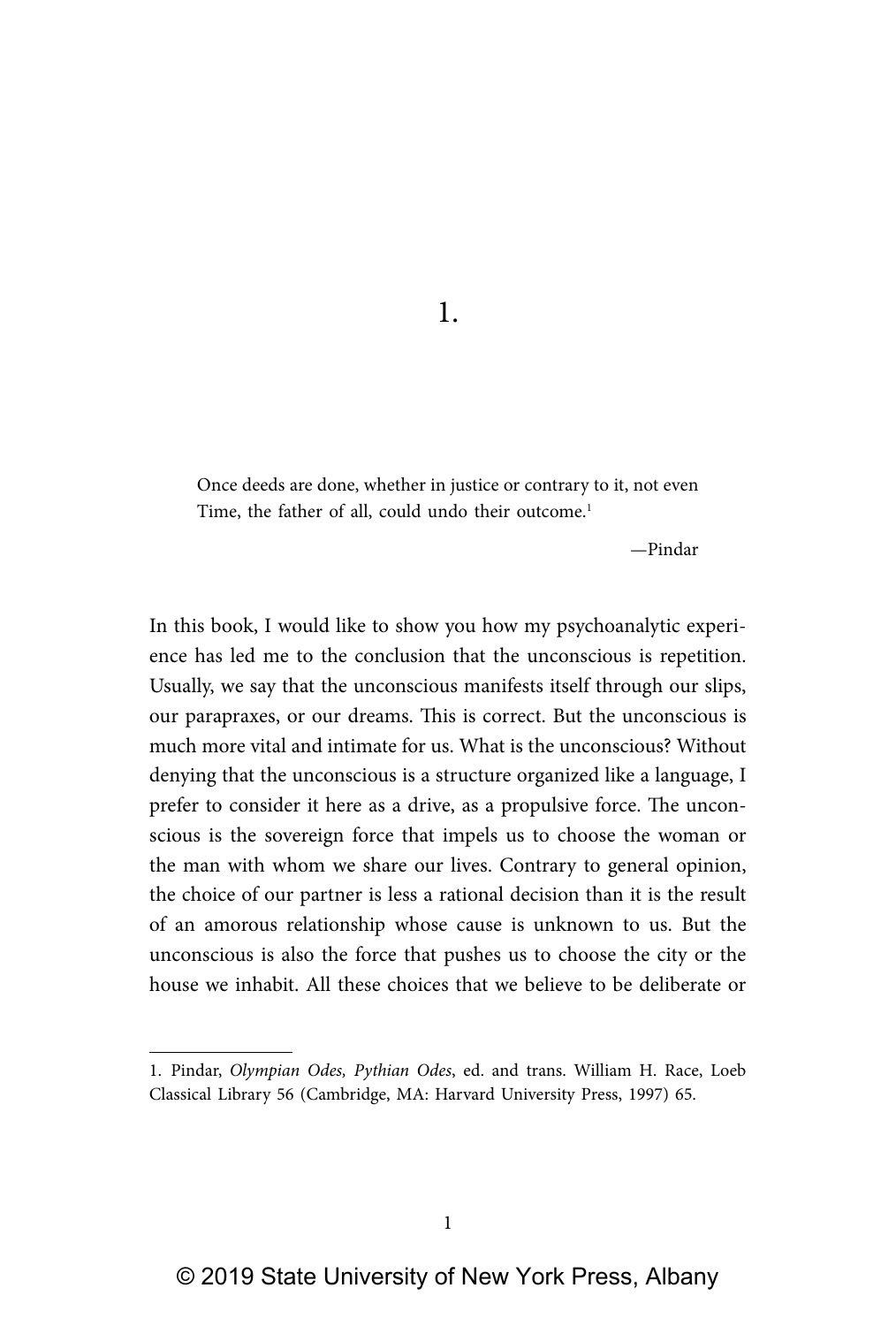# 1.

> Once deeds are done, whether in justice or contrary to it, not even Time, the father of all, could undo their outcome.[1]
>
> —Pindar

In this book, I would like to show you how my psychoanalytic experience has led me to the conclusion that the unconscious is repetition. Usually, we say that the unconscious manifests itself through our slips, our parapraxes, or our dreams. This is correct. But the unconscious is much more vital and intimate for us. What is the unconscious? Without denying that the unconscious is a structure organized like a language, I prefer to consider it here as a drive, as a propulsive force. The unconscious is the sovereign force that impels us to choose the woman or the man with whom we share our lives. Contrary to general opinion, the choice of our partner is less a rational decision than it is the result of an amorous relationship whose cause is unknown to us. But the unconscious is also the force that pushes us to choose the city or the house we inhabit. All these choices that we believe to be deliberate or

---

1. Pindar, *Olympian Odes, Pythian Odes*, ed. and trans. William H. Race, Loeb Classical Library 56 (Cambridge, MA: Harvard University Press, 1997) 65.

© 2019 State University of New York Press, Albany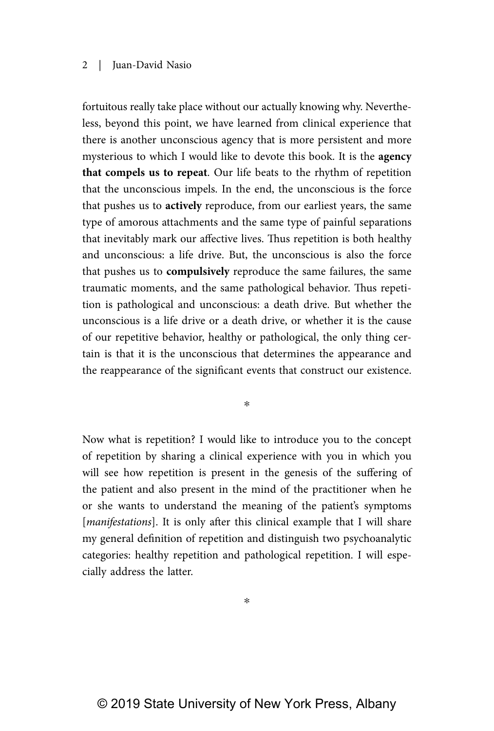fortuitous really take place without our actually knowing why. Nevertheless, beyond this point, we have learned from clinical experience that there is another unconscious agency that is more persistent and more mysterious to which I would like to devote this book. It is the **agency that compels us to repeat**. Our life beats to the rhythm of repetition that the unconscious impels. In the end, the unconscious is the force that pushes us to **actively** reproduce, from our earliest years, the same type of amorous attachments and the same type of painful separations that inevitably mark our affective lives. Thus repetition is both healthy and unconscious: a life drive. But, the unconscious is also the force that pushes us to **compulsively** reproduce the same failures, the same traumatic moments, and the same pathological behavior. Thus repetition is pathological and unconscious: a death drive. But whether the unconscious is a life drive or a death drive, or whether it is the cause of our repetitive behavior, healthy or pathological, the only thing certain is that it is the unconscious that determines the appearance and the reappearance of the significant events that construct our existence.

*

Now what is repetition? I would like to introduce you to the concept of repetition by sharing a clinical experience with you in which you will see how repetition is present in the genesis of the suffering of the patient and also present in the mind of the practitioner when he or she wants to understand the meaning of the patient's symptoms [*manifestations*]. It is only after this clinical example that I will share my general definition of repetition and distinguish two psychoanalytic categories: healthy repetition and pathological repetition. I will especially address the latter.

*

© 2019 State University of New York Press, Albany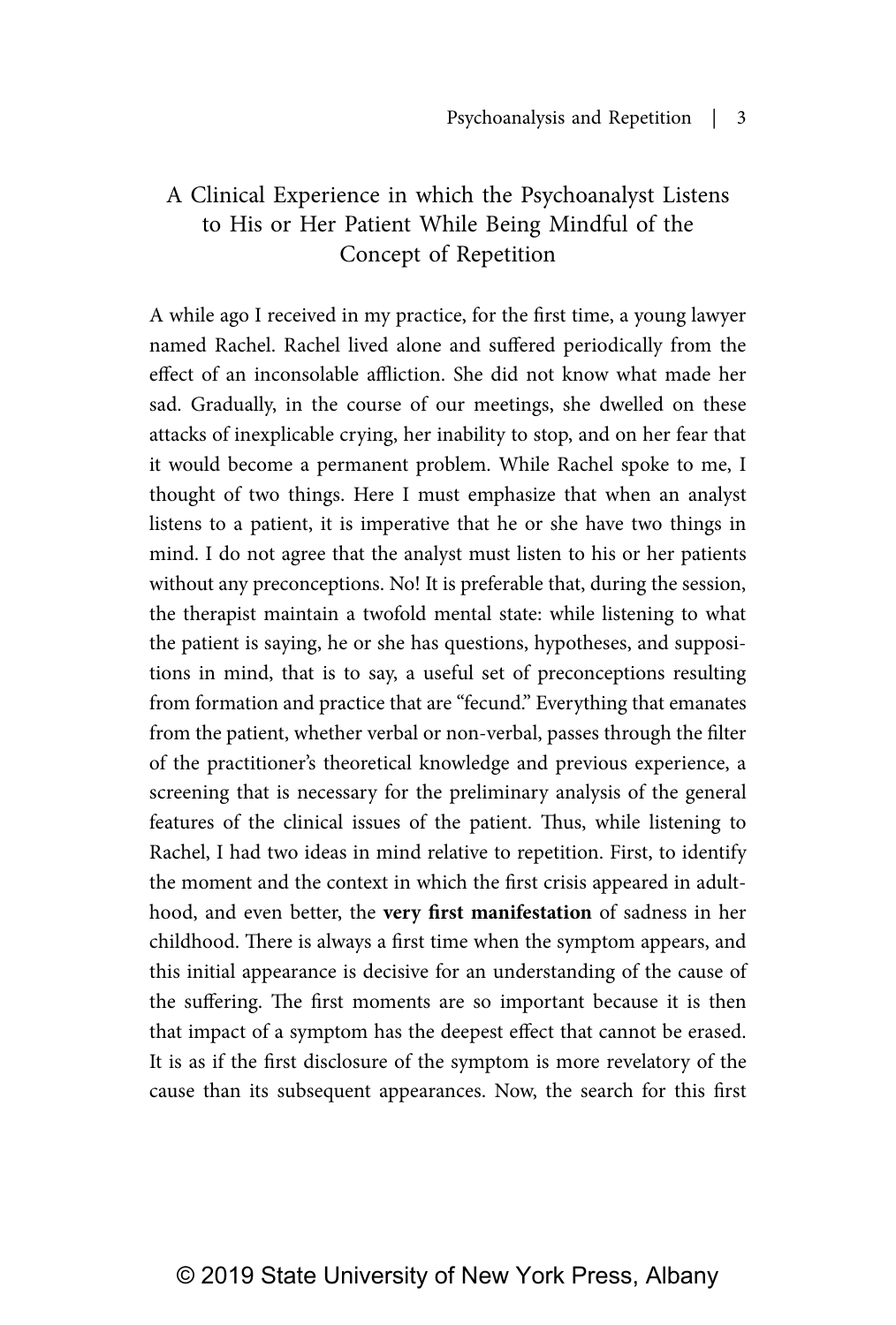## A Clinical Experience in which the Psychoanalyst Listens to His or Her Patient While Being Mindful of the Concept of Repetition

A while ago I received in my practice, for the first time, a young lawyer named Rachel. Rachel lived alone and suffered periodically from the effect of an inconsolable affliction. She did not know what made her sad. Gradually, in the course of our meetings, she dwelled on these attacks of inexplicable crying, her inability to stop, and on her fear that it would become a permanent problem. While Rachel spoke to me, I thought of two things. Here I must emphasize that when an analyst listens to a patient, it is imperative that he or she have two things in mind. I do not agree that the analyst must listen to his or her patients without any preconceptions. No! It is preferable that, during the session, the therapist maintain a twofold mental state: while listening to what the patient is saying, he or she has questions, hypotheses, and suppositions in mind, that is to say, a useful set of preconceptions resulting from formation and practice that are "fecund." Everything that emanates from the patient, whether verbal or non-verbal, passes through the filter of the practitioner's theoretical knowledge and previous experience, a screening that is necessary for the preliminary analysis of the general features of the clinical issues of the patient. Thus, while listening to Rachel, I had two ideas in mind relative to repetition. First, to identify the moment and the context in which the first crisis appeared in adulthood, and even better, the **very first manifestation** of sadness in her childhood. There is always a first time when the symptom appears, and this initial appearance is decisive for an understanding of the cause of the suffering. The first moments are so important because it is then that impact of a symptom has the deepest effect that cannot be erased. It is as if the first disclosure of the symptom is more revelatory of the cause than its subsequent appearances. Now, the search for this first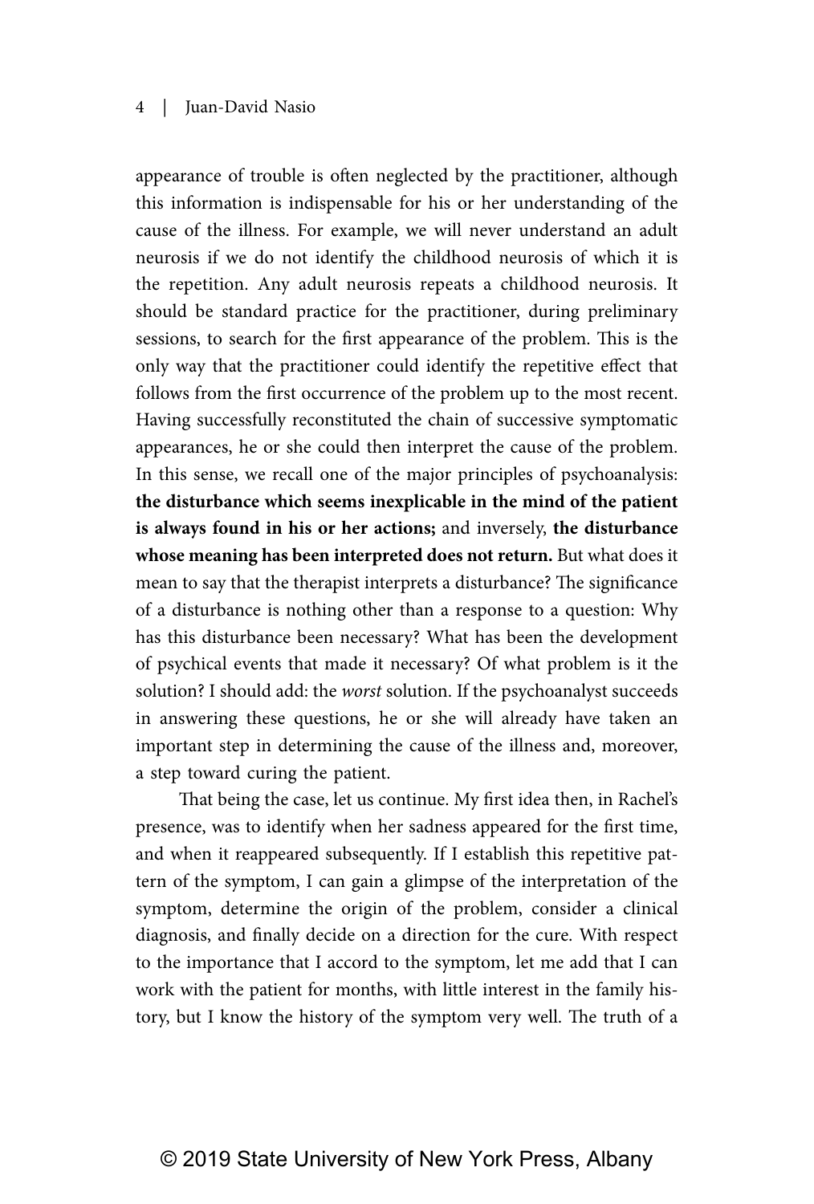appearance of trouble is often neglected by the practitioner, although this information is indispensable for his or her understanding of the cause of the illness. For example, we will never understand an adult neurosis if we do not identify the childhood neurosis of which it is the repetition. Any adult neurosis repeats a childhood neurosis. It should be standard practice for the practitioner, during preliminary sessions, to search for the first appearance of the problem. This is the only way that the practitioner could identify the repetitive effect that follows from the first occurrence of the problem up to the most recent. Having successfully reconstituted the chain of successive symptomatic appearances, he or she could then interpret the cause of the problem. In this sense, we recall one of the major principles of psychoanalysis: **the disturbance which seems inexplicable in the mind of the patient is always found in his or her actions;** and inversely, **the disturbance whose meaning has been interpreted does not return.** But what does it mean to say that the therapist interprets a disturbance? The significance of a disturbance is nothing other than a response to a question: Why has this disturbance been necessary? What has been the development of psychical events that made it necessary? Of what problem is it the solution? I should add: the *worst* solution. If the psychoanalyst succeeds in answering these questions, he or she will already have taken an important step in determining the cause of the illness and, moreover, a step toward curing the patient.

That being the case, let us continue. My first idea then, in Rachel's presence, was to identify when her sadness appeared for the first time, and when it reappeared subsequently. If I establish this repetitive pattern of the symptom, I can gain a glimpse of the interpretation of the symptom, determine the origin of the problem, consider a clinical diagnosis, and finally decide on a direction for the cure. With respect to the importance that I accord to the symptom, let me add that I can work with the patient for months, with little interest in the family history, but I know the history of the symptom very well. The truth of a

© 2019 State University of New York Press, Albany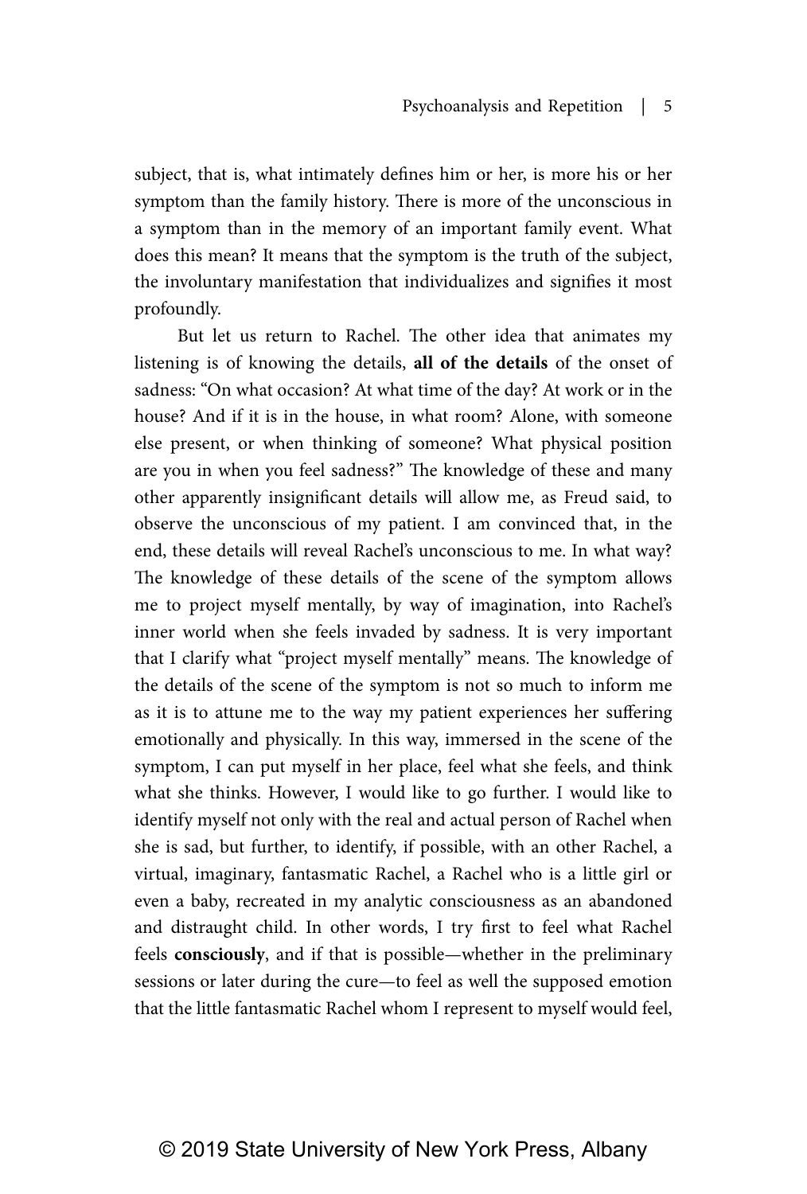subject, that is, what intimately defines him or her, is more his or her symptom than the family history. There is more of the unconscious in a symptom than in the memory of an important family event. What does this mean? It means that the symptom is the truth of the subject, the involuntary manifestation that individualizes and signifies it most profoundly.

But let us return to Rachel. The other idea that animates my listening is of knowing the details, **all of the details** of the onset of sadness: "On what occasion? At what time of the day? At work or in the house? And if it is in the house, in what room? Alone, with someone else present, or when thinking of someone? What physical position are you in when you feel sadness?" The knowledge of these and many other apparently insignificant details will allow me, as Freud said, to observe the unconscious of my patient. I am convinced that, in the end, these details will reveal Rachel's unconscious to me. In what way? The knowledge of these details of the scene of the symptom allows me to project myself mentally, by way of imagination, into Rachel's inner world when she feels invaded by sadness. It is very important that I clarify what "project myself mentally" means. The knowledge of the details of the scene of the symptom is not so much to inform me as it is to attune me to the way my patient experiences her suffering emotionally and physically. In this way, immersed in the scene of the symptom, I can put myself in her place, feel what she feels, and think what she thinks. However, I would like to go further. I would like to identify myself not only with the real and actual person of Rachel when she is sad, but further, to identify, if possible, with an other Rachel, a virtual, imaginary, fantasmatic Rachel, a Rachel who is a little girl or even a baby, recreated in my analytic consciousness as an abandoned and distraught child. In other words, I try first to feel what Rachel feels **consciously**, and if that is possible—whether in the preliminary sessions or later during the cure—to feel as well the supposed emotion that the little fantasmatic Rachel whom I represent to myself would feel,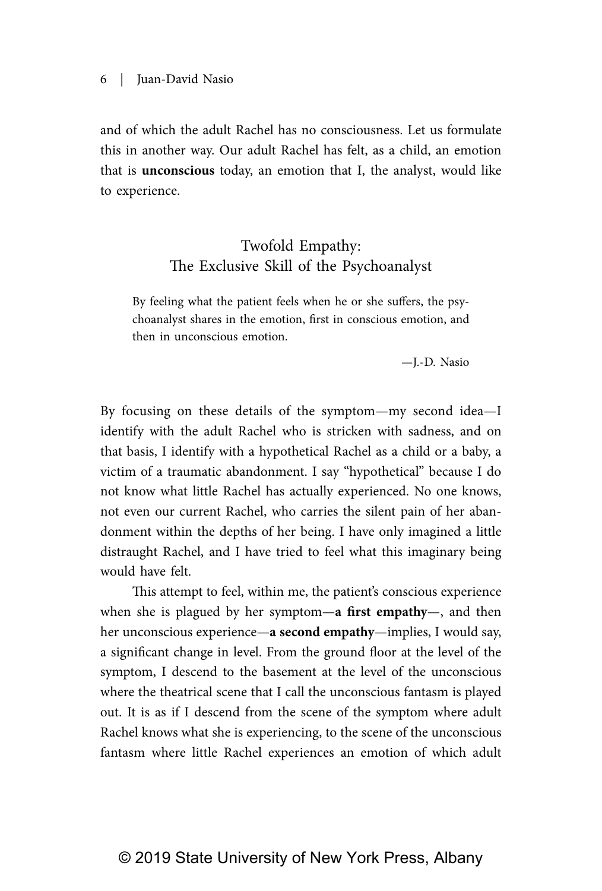and of which the adult Rachel has no consciousness. Let us formulate this in another way. Our adult Rachel has felt, as a child, an emotion that is **unconscious** today, an emotion that I, the analyst, would like to experience.

## Twofold Empathy: The Exclusive Skill of the Psychoanalyst

> By feeling what the patient feels when he or she suffers, the psychoanalyst shares in the emotion, first in conscious emotion, and then in unconscious emotion.
>
> —J.-D. Nasio

By focusing on these details of the symptom—my second idea—I identify with the adult Rachel who is stricken with sadness, and on that basis, I identify with a hypothetical Rachel as a child or a baby, a victim of a traumatic abandonment. I say "hypothetical" because I do not know what little Rachel has actually experienced. No one knows, not even our current Rachel, who carries the silent pain of her abandonment within the depths of her being. I have only imagined a little distraught Rachel, and I have tried to feel what this imaginary being would have felt.

This attempt to feel, within me, the patient's conscious experience when she is plagued by her symptom—**a first empathy**—, and then her unconscious experience—**a second empathy**—implies, I would say, a significant change in level. From the ground floor at the level of the symptom, I descend to the basement at the level of the unconscious where the theatrical scene that I call the unconscious fantasm is played out. It is as if I descend from the scene of the symptom where adult Rachel knows what she is experiencing, to the scene of the unconscious fantasm where little Rachel experiences an emotion of which adult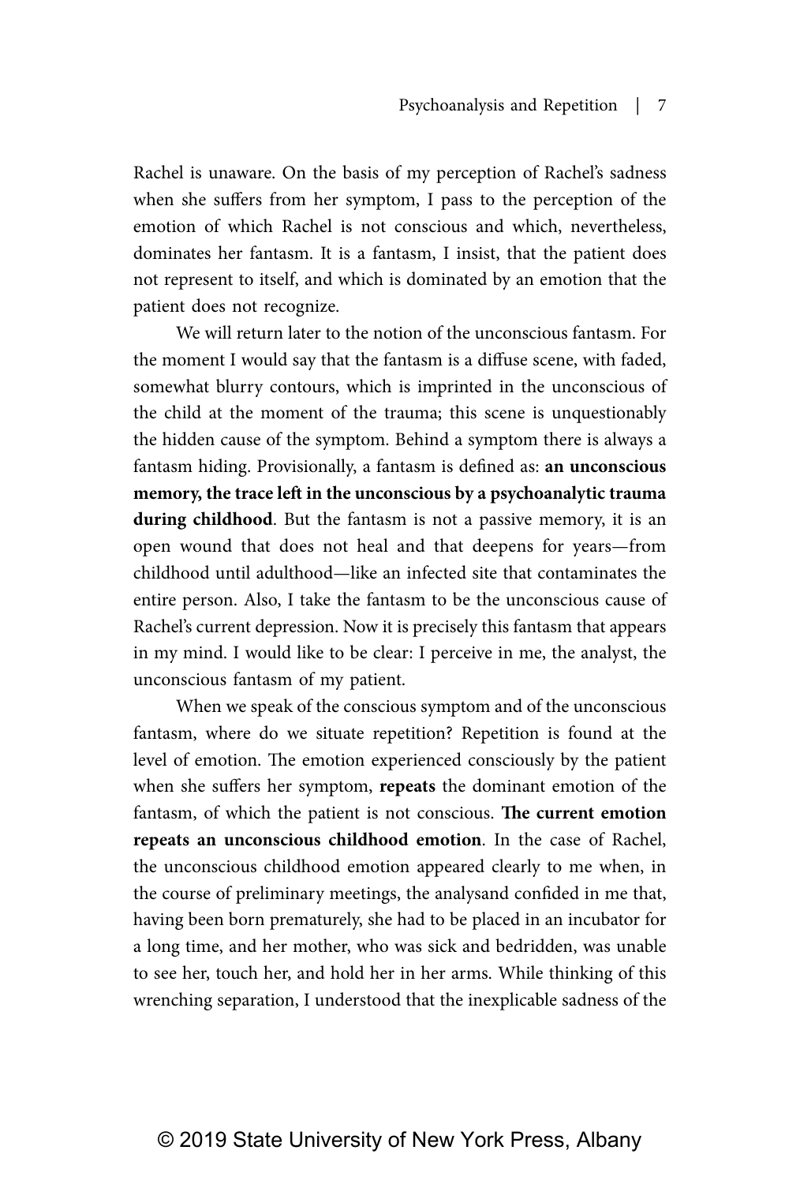Rachel is unaware. On the basis of my perception of Rachel's sadness when she suffers from her symptom, I pass to the perception of the emotion of which Rachel is not conscious and which, nevertheless, dominates her fantasm. It is a fantasm, I insist, that the patient does not represent to itself, and which is dominated by an emotion that the patient does not recognize.

We will return later to the notion of the unconscious fantasm. For the moment I would say that the fantasm is a diffuse scene, with faded, somewhat blurry contours, which is imprinted in the unconscious of the child at the moment of the trauma; this scene is unquestionably the hidden cause of the symptom. Behind a symptom there is always a fantasm hiding. Provisionally, a fantasm is defined as: **an unconscious memory, the trace left in the unconscious by a psychoanalytic trauma during childhood**. But the fantasm is not a passive memory, it is an open wound that does not heal and that deepens for years—from childhood until adulthood—like an infected site that contaminates the entire person. Also, I take the fantasm to be the unconscious cause of Rachel's current depression. Now it is precisely this fantasm that appears in my mind. I would like to be clear: I perceive in me, the analyst, the unconscious fantasm of my patient.

When we speak of the conscious symptom and of the unconscious fantasm, where do we situate repetition? Repetition is found at the level of emotion. The emotion experienced consciously by the patient when she suffers her symptom, **repeats** the dominant emotion of the fantasm, of which the patient is not conscious. **The current emotion repeats an unconscious childhood emotion**. In the case of Rachel, the unconscious childhood emotion appeared clearly to me when, in the course of preliminary meetings, the analysand confided in me that, having been born prematurely, she had to be placed in an incubator for a long time, and her mother, who was sick and bedridden, was unable to see her, touch her, and hold her in her arms. While thinking of this wrenching separation, I understood that the inexplicable sadness of the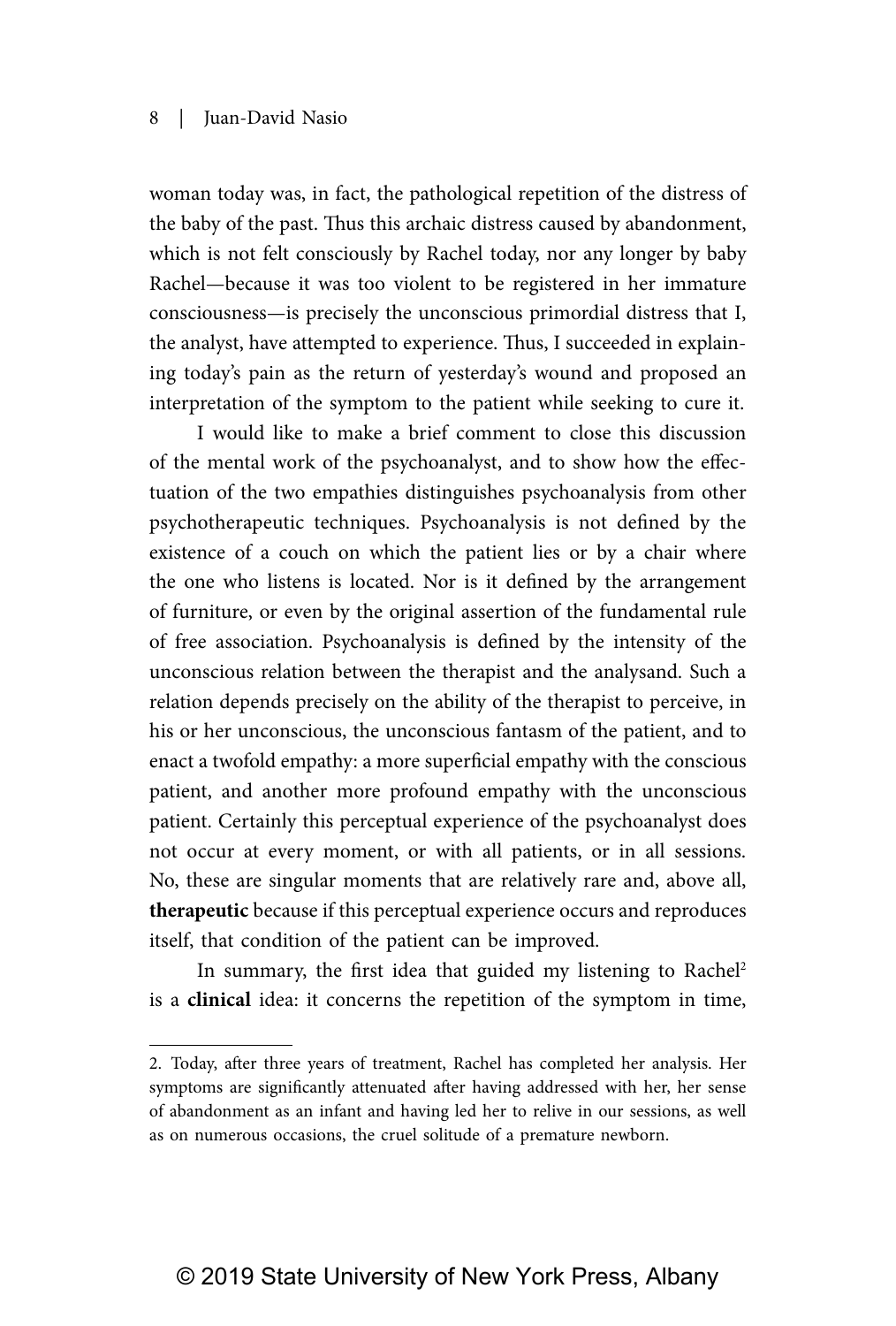woman today was, in fact, the pathological repetition of the distress of the baby of the past. Thus this archaic distress caused by abandonment, which is not felt consciously by Rachel today, nor any longer by baby Rachel—because it was too violent to be registered in her immature consciousness—is precisely the unconscious primordial distress that I, the analyst, have attempted to experience. Thus, I succeeded in explaining today's pain as the return of yesterday's wound and proposed an interpretation of the symptom to the patient while seeking to cure it.

I would like to make a brief comment to close this discussion of the mental work of the psychoanalyst, and to show how the effectuation of the two empathies distinguishes psychoanalysis from other psychotherapeutic techniques. Psychoanalysis is not defined by the existence of a couch on which the patient lies or by a chair where the one who listens is located. Nor is it defined by the arrangement of furniture, or even by the original assertion of the fundamental rule of free association. Psychoanalysis is defined by the intensity of the unconscious relation between the therapist and the analysand. Such a relation depends precisely on the ability of the therapist to perceive, in his or her unconscious, the unconscious fantasm of the patient, and to enact a twofold empathy: a more superficial empathy with the conscious patient, and another more profound empathy with the unconscious patient. Certainly this perceptual experience of the psychoanalyst does not occur at every moment, or with all patients, or in all sessions. No, these are singular moments that are relatively rare and, above all, **therapeutic** because if this perceptual experience occurs and reproduces itself, that condition of the patient can be improved.

In summary, the first idea that guided my listening to Rachel[2] is a **clinical** idea: it concerns the repetition of the symptom in time,

---

2. Today, after three years of treatment, Rachel has completed her analysis. Her symptoms are significantly attenuated after having addressed with her, her sense of abandonment as an infant and having led her to relive in our sessions, as well as on numerous occasions, the cruel solitude of a premature newborn.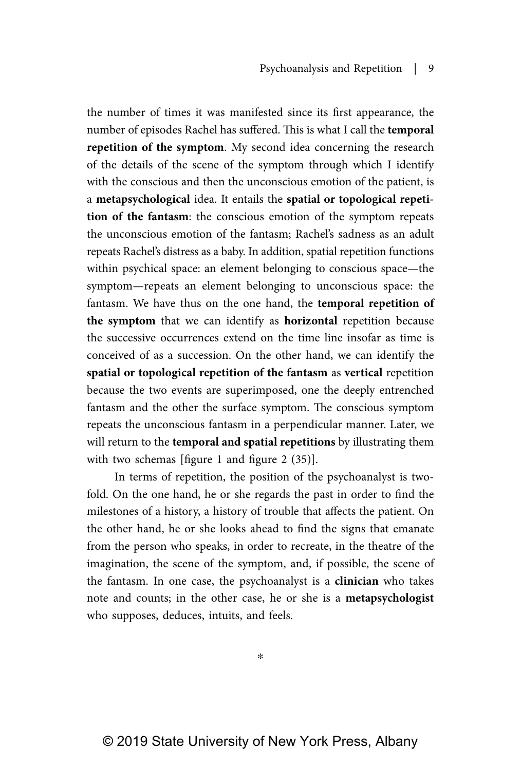the number of times it was manifested since its first appearance, the number of episodes Rachel has suffered. This is what I call the **temporal repetition of the symptom**. My second idea concerning the research of the details of the scene of the symptom through which I identify with the conscious and then the unconscious emotion of the patient, is a **metapsychological** idea. It entails the **spatial or topological repetition of the fantasm**: the conscious emotion of the symptom repeats the unconscious emotion of the fantasm; Rachel's sadness as an adult repeats Rachel's distress as a baby. In addition, spatial repetition functions within psychical space: an element belonging to conscious space—the symptom—repeats an element belonging to unconscious space: the fantasm. We have thus on the one hand, the **temporal repetition of the symptom** that we can identify as **horizontal** repetition because the successive occurrences extend on the time line insofar as time is conceived of as a succession. On the other hand, we can identify the **spatial or topological repetition of the fantasm** as **vertical** repetition because the two events are superimposed, one the deeply entrenched fantasm and the other the surface symptom. The conscious symptom repeats the unconscious fantasm in a perpendicular manner. Later, we will return to the **temporal and spatial repetitions** by illustrating them with two schemas [figure 1 and figure 2 (35)].

In terms of repetition, the position of the psychoanalyst is twofold. On the one hand, he or she regards the past in order to find the milestones of a history, a history of trouble that affects the patient. On the other hand, he or she looks ahead to find the signs that emanate from the person who speaks, in order to recreate, in the theatre of the imagination, the scene of the symptom, and, if possible, the scene of the fantasm. In one case, the psychoanalyst is a **clinician** who takes note and counts; in the other case, he or she is a **metapsychologist** who supposes, deduces, intuits, and feels.

*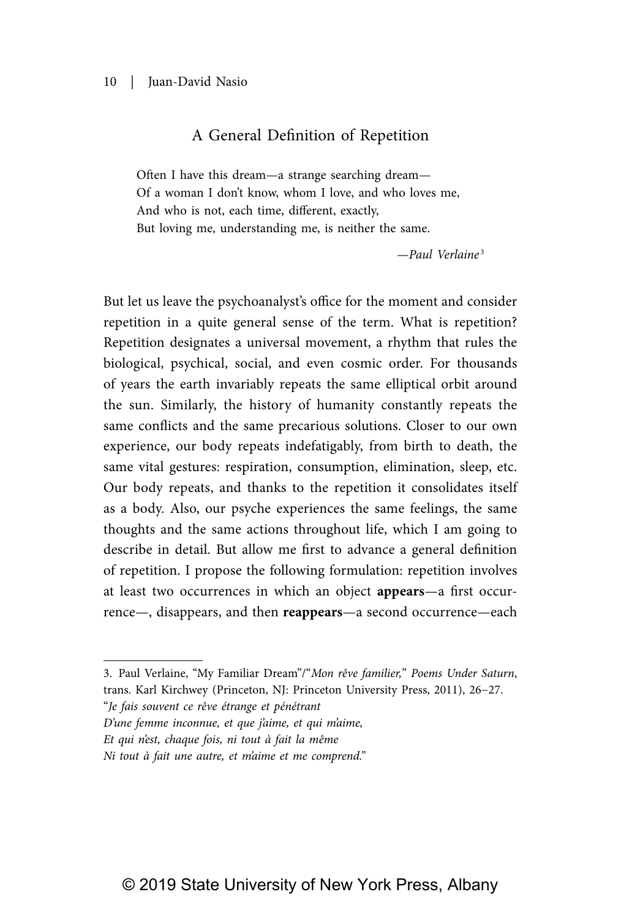## A General Definition of Repetition

> Often I have this dream—a strange searching dream—
> Of a woman I don't know, whom I love, and who loves me,
> And who is not, each time, different, exactly,
> But loving me, understanding me, is neither the same.
>
> —*Paul Verlaine*[3]

But let us leave the psychoanalyst's office for the moment and consider repetition in a quite general sense of the term. What is repetition? Repetition designates a universal movement, a rhythm that rules the biological, psychical, social, and even cosmic order. For thousands of years the earth invariably repeats the same elliptical orbit around the sun. Similarly, the history of humanity constantly repeats the same conflicts and the same precarious solutions. Closer to our own experience, our body repeats indefatigably, from birth to death, the same vital gestures: respiration, consumption, elimination, sleep, etc. Our body repeats, and thanks to the repetition it consolidates itself as a body. Also, our psyche experiences the same feelings, the same thoughts and the same actions throughout life, which I am going to describe in detail. But allow me first to advance a general definition of repetition. I propose the following formulation: repetition involves at least two occurrences in which an object **appears**—a first occurrence—, disappears, and then **reappears**—a second occurrence—each

---

3. Paul Verlaine, "My Familiar Dream"/"*Mon rêve familier,*" *Poems Under Saturn*, trans. Karl Kirchwey (Princeton, NJ: Princeton University Press, 2011), 26–27.
"*Je fais souvent ce rêve étrange et pénétrant*
*D'une femme inconnue, et que j'aime, et qui m'aime,*
*Et qui n'est, chaque fois, ni tout à fait la même*
*Ni tout à fait une autre, et m'aime et me comprend.*"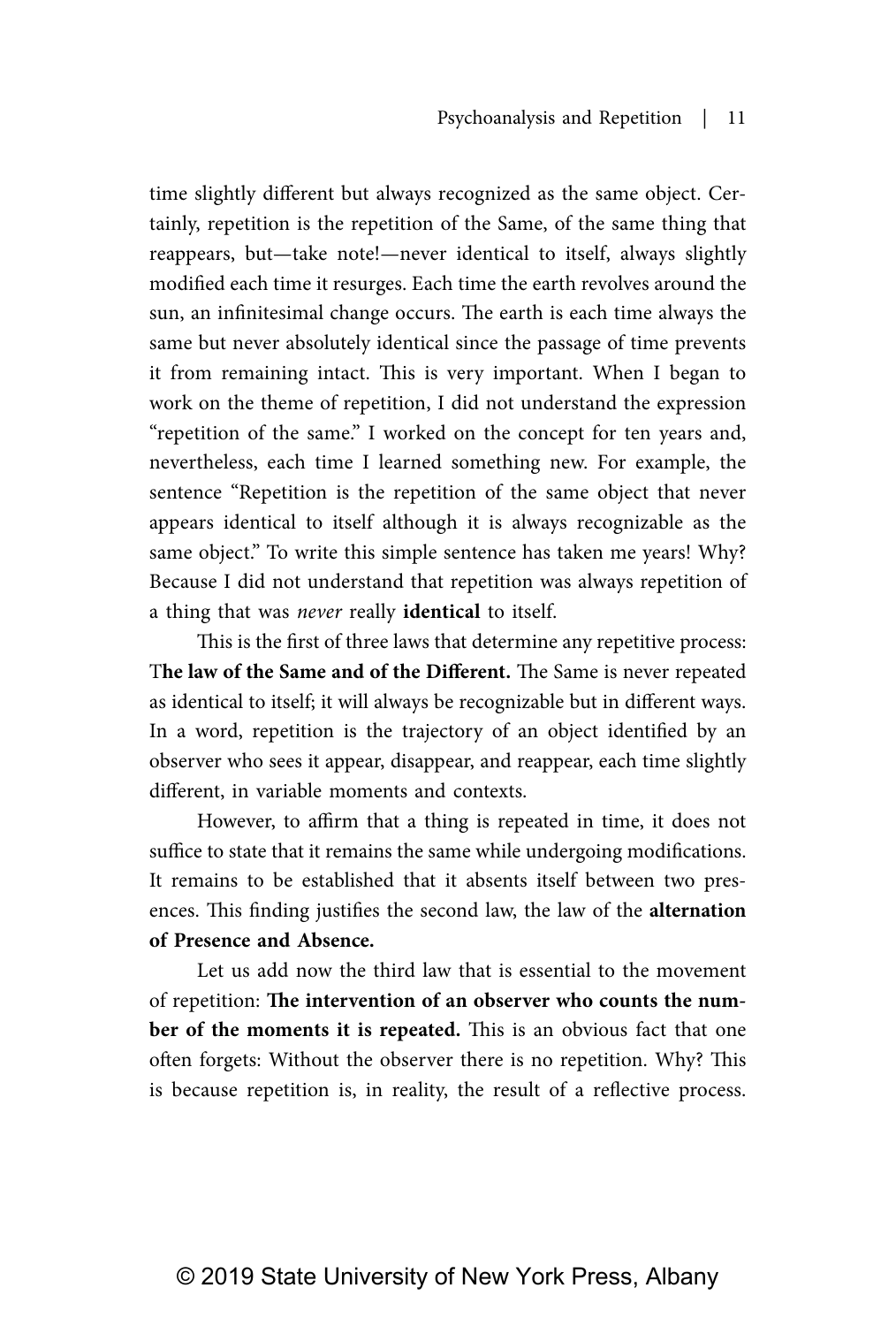time slightly different but always recognized as the same object. Certainly, repetition is the repetition of the Same, of the same thing that reappears, but—take note!—never identical to itself, always slightly modified each time it resurges. Each time the earth revolves around the sun, an infinitesimal change occurs. The earth is each time always the same but never absolutely identical since the passage of time prevents it from remaining intact. This is very important. When I began to work on the theme of repetition, I did not understand the expression "repetition of the same." I worked on the concept for ten years and, nevertheless, each time I learned something new. For example, the sentence "Repetition is the repetition of the same object that never appears identical to itself although it is always recognizable as the same object." To write this simple sentence has taken me years! Why? Because I did not understand that repetition was always repetition of a thing that was *never* really **identical** to itself.

This is the first of three laws that determine any repetitive process: T**he law of the Same and of the Different.** The Same is never repeated as identical to itself; it will always be recognizable but in different ways. In a word, repetition is the trajectory of an object identified by an observer who sees it appear, disappear, and reappear, each time slightly different, in variable moments and contexts.

However, to affirm that a thing is repeated in time, it does not suffice to state that it remains the same while undergoing modifications. It remains to be established that it absents itself between two presences. This finding justifies the second law, the law of the **alternation of Presence and Absence.**

Let us add now the third law that is essential to the movement of repetition: **The intervention of an observer who counts the number of the moments it is repeated.** This is an obvious fact that one often forgets: Without the observer there is no repetition. Why? This is because repetition is, in reality, the result of a reflective process.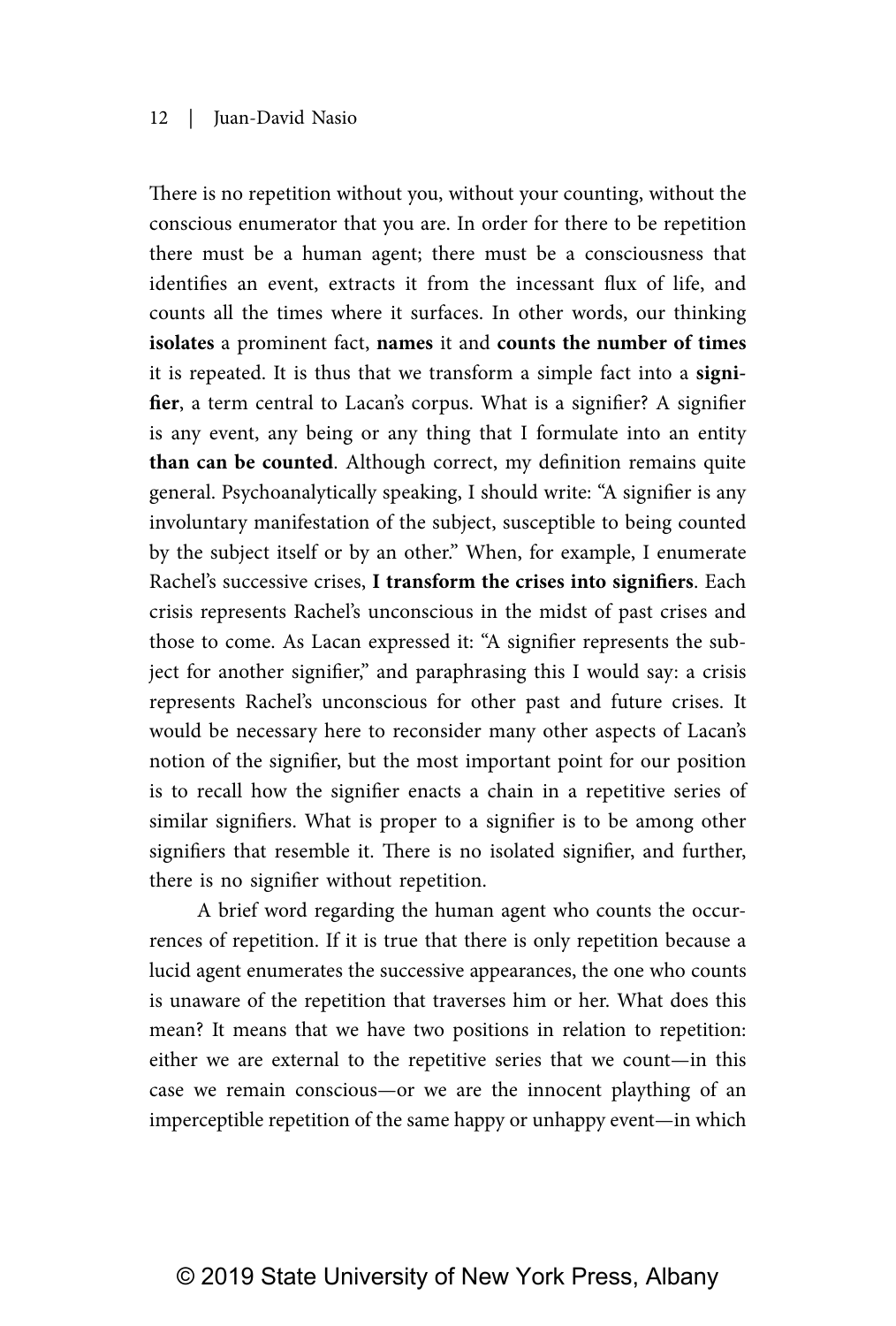There is no repetition without you, without your counting, without the conscious enumerator that you are. In order for there to be repetition there must be a human agent; there must be a consciousness that identifies an event, extracts it from the incessant flux of life, and counts all the times where it surfaces. In other words, our thinking **isolates** a prominent fact, **names** it and **counts the number of times** it is repeated. It is thus that we transform a simple fact into a **signifier**, a term central to Lacan's corpus. What is a signifier? A signifier is any event, any being or any thing that I formulate into an entity **than can be counted**. Although correct, my definition remains quite general. Psychoanalytically speaking, I should write: "A signifier is any involuntary manifestation of the subject, susceptible to being counted by the subject itself or by an other." When, for example, I enumerate Rachel's successive crises, **I transform the crises into signifiers**. Each crisis represents Rachel's unconscious in the midst of past crises and those to come. As Lacan expressed it: "A signifier represents the subject for another signifier," and paraphrasing this I would say: a crisis represents Rachel's unconscious for other past and future crises. It would be necessary here to reconsider many other aspects of Lacan's notion of the signifier, but the most important point for our position is to recall how the signifier enacts a chain in a repetitive series of similar signifiers. What is proper to a signifier is to be among other signifiers that resemble it. There is no isolated signifier, and further, there is no signifier without repetition.

A brief word regarding the human agent who counts the occurrences of repetition. If it is true that there is only repetition because a lucid agent enumerates the successive appearances, the one who counts is unaware of the repetition that traverses him or her. What does this mean? It means that we have two positions in relation to repetition: either we are external to the repetitive series that we count—in this case we remain conscious—or we are the innocent plaything of an imperceptible repetition of the same happy or unhappy event—in which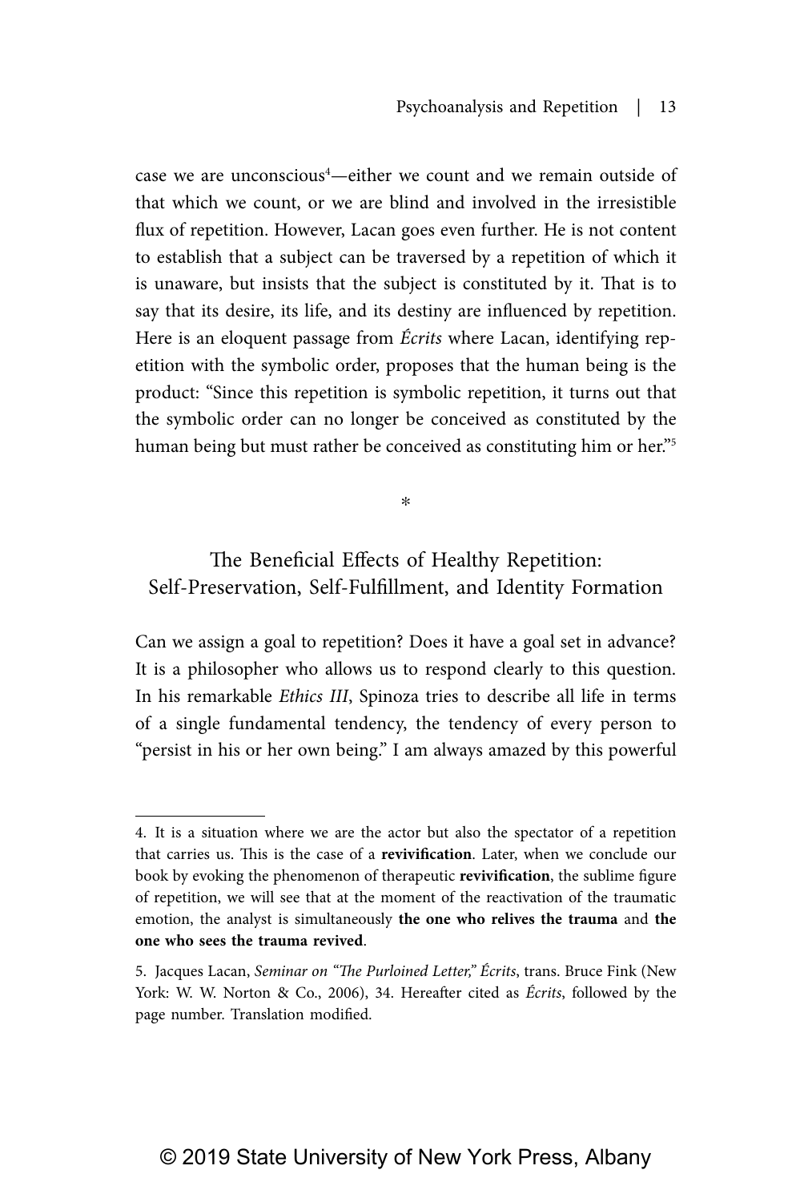case we are unconscious[4]—either we count and we remain outside of that which we count, or we are blind and involved in the irresistible flux of repetition. However, Lacan goes even further. He is not content to establish that a subject can be traversed by a repetition of which it is unaware, but insists that the subject is constituted by it. That is to say that its desire, its life, and its destiny are influenced by repetition. Here is an eloquent passage from *Écrits* where Lacan, identifying repetition with the symbolic order, proposes that the human being is the product: "Since this repetition is symbolic repetition, it turns out that the symbolic order can no longer be conceived as constituted by the human being but must rather be conceived as constituting him or her."[5]

*

## The Beneficial Effects of Healthy Repetition: Self-Preservation, Self-Fulfillment, and Identity Formation

Can we assign a goal to repetition? Does it have a goal set in advance? It is a philosopher who allows us to respond clearly to this question. In his remarkable *Ethics III*, Spinoza tries to describe all life in terms of a single fundamental tendency, the tendency of every person to "persist in his or her own being." I am always amazed by this powerful

---

4. It is a situation where we are the actor but also the spectator of a repetition that carries us. This is the case of a **revivification**. Later, when we conclude our book by evoking the phenomenon of therapeutic **revivification**, the sublime figure of repetition, we will see that at the moment of the reactivation of the traumatic emotion, the analyst is simultaneously **the one who relives the trauma** and **the one who sees the trauma revived**.

5. Jacques Lacan, *Seminar on "The Purloined Letter," Écrits*, trans. Bruce Fink (New York: W. W. Norton & Co., 2006), 34. Hereafter cited as *Écrits*, followed by the page number. Translation modified.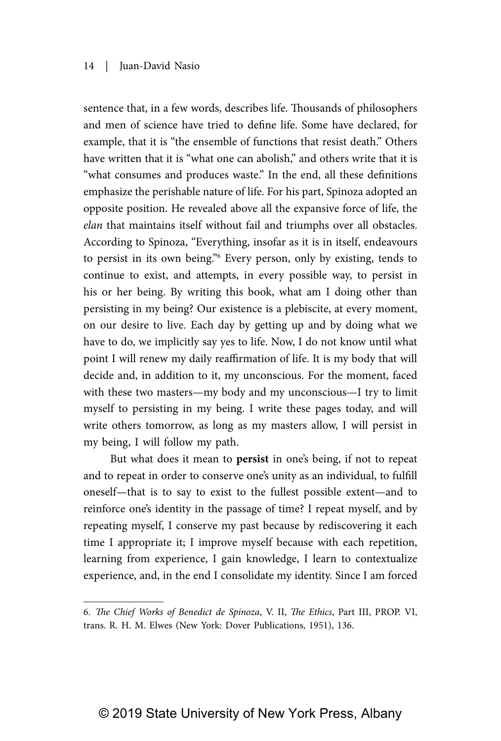sentence that, in a few words, describes life. Thousands of philosophers and men of science have tried to define life. Some have declared, for example, that it is "the ensemble of functions that resist death." Others have written that it is "what one can abolish," and others write that it is "what consumes and produces waste." In the end, all these definitions emphasize the perishable nature of life. For his part, Spinoza adopted an opposite position. He revealed above all the expansive force of life, the *elan* that maintains itself without fail and triumphs over all obstacles. According to Spinoza, "Everything, insofar as it is in itself, endeavours to persist in its own being."[6] Every person, only by existing, tends to continue to exist, and attempts, in every possible way, to persist in his or her being. By writing this book, what am I doing other than persisting in my being? Our existence is a plebiscite, at every moment, on our desire to live. Each day by getting up and by doing what we have to do, we implicitly say yes to life. Now, I do not know until what point I will renew my daily reaffirmation of life. It is my body that will decide and, in addition to it, my unconscious. For the moment, faced with these two masters—my body and my unconscious—I try to limit myself to persisting in my being. I write these pages today, and will write others tomorrow, as long as my masters allow, I will persist in my being, I will follow my path.

But what does it mean to **persist** in one's being, if not to repeat and to repeat in order to conserve one's unity as an individual, to fulfill oneself—that is to say to exist to the fullest possible extent—and to reinforce one's identity in the passage of time? I repeat myself, and by repeating myself, I conserve my past because by rediscovering it each time I appropriate it; I improve myself because with each repetition, learning from experience, I gain knowledge, I learn to contextualize experience, and, in the end I consolidate my identity. Since I am forced

---

6. *The Chief Works of Benedict de Spinoza*, V. II, *The Ethics*, Part III, PROP. VI, trans. R. H. M. Elwes (New York: Dover Publications, 1951), 136.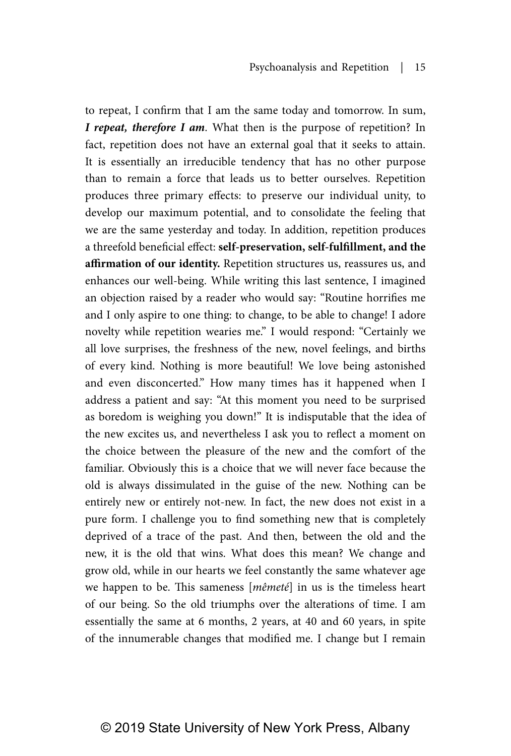to repeat, I confirm that I am the same today and tomorrow. In sum, ***I repeat, therefore I am***. What then is the purpose of repetition? In fact, repetition does not have an external goal that it seeks to attain. It is essentially an irreducible tendency that has no other purpose than to remain a force that leads us to better ourselves. Repetition produces three primary effects: to preserve our individual unity, to develop our maximum potential, and to consolidate the feeling that we are the same yesterday and today. In addition, repetition produces a threefold beneficial effect: **self-preservation, self-fulfillment, and the affirmation of our identity.** Repetition structures us, reassures us, and enhances our well-being. While writing this last sentence, I imagined an objection raised by a reader who would say: "Routine horrifies me and I only aspire to one thing: to change, to be able to change! I adore novelty while repetition wearies me." I would respond: "Certainly we all love surprises, the freshness of the new, novel feelings, and births of every kind. Nothing is more beautiful! We love being astonished and even disconcerted." How many times has it happened when I address a patient and say: "At this moment you need to be surprised as boredom is weighing you down!" It is indisputable that the idea of the new excites us, and nevertheless I ask you to reflect a moment on the choice between the pleasure of the new and the comfort of the familiar. Obviously this is a choice that we will never face because the old is always dissimulated in the guise of the new. Nothing can be entirely new or entirely not-new. In fact, the new does not exist in a pure form. I challenge you to find something new that is completely deprived of a trace of the past. And then, between the old and the new, it is the old that wins. What does this mean? We change and grow old, while in our hearts we feel constantly the same whatever age we happen to be. This sameness [*mêmeté*] in us is the timeless heart of our being. So the old triumphs over the alterations of time. I am essentially the same at 6 months, 2 years, at 40 and 60 years, in spite of the innumerable changes that modified me. I change but I remain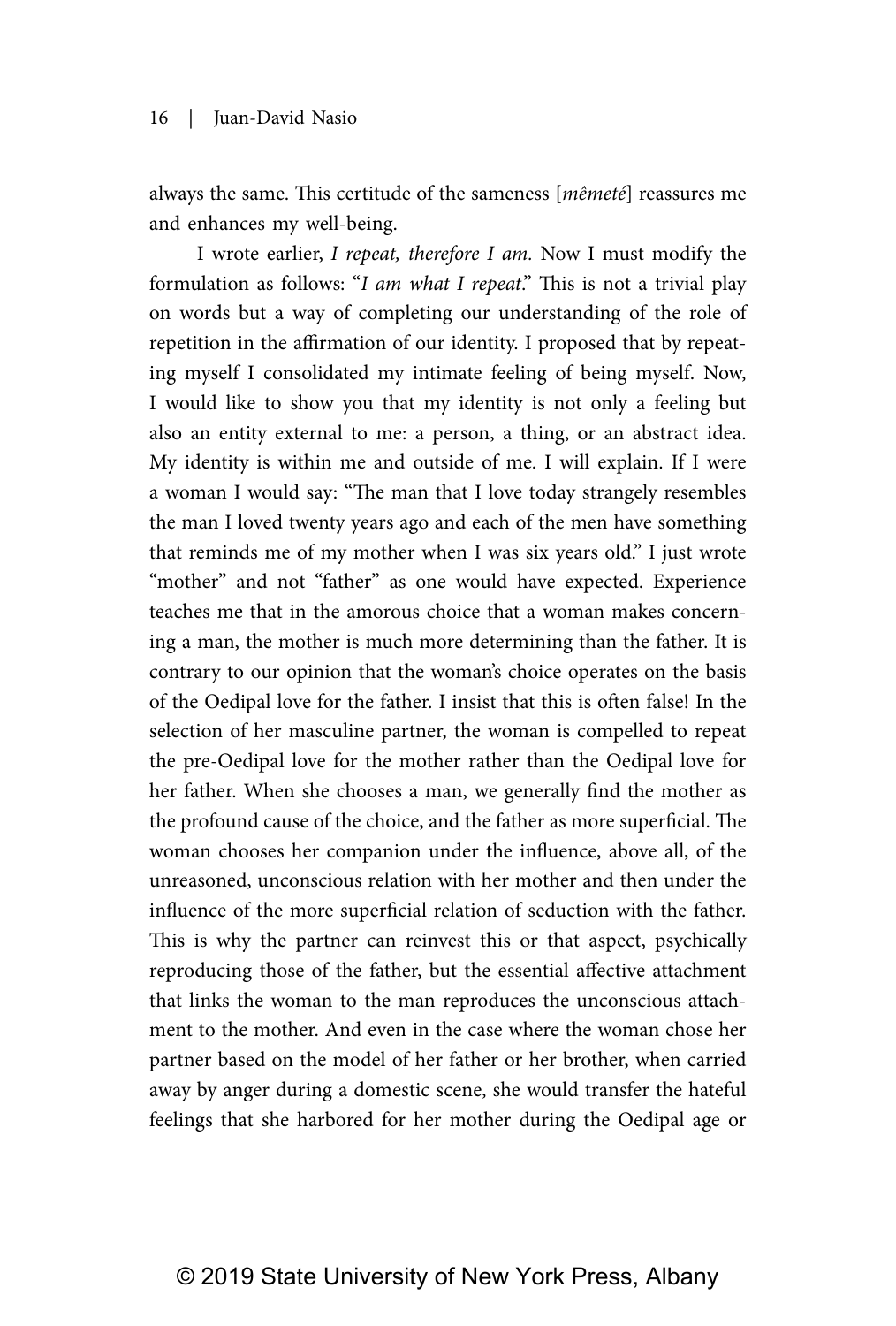always the same. This certitude of the sameness [*mêmeté*] reassures me and enhances my well-being.

I wrote earlier, *I repeat, therefore I am*. Now I must modify the formulation as follows: "*I am what I repeat*." This is not a trivial play on words but a way of completing our understanding of the role of repetition in the affirmation of our identity. I proposed that by repeating myself I consolidated my intimate feeling of being myself. Now, I would like to show you that my identity is not only a feeling but also an entity external to me: a person, a thing, or an abstract idea. My identity is within me and outside of me. I will explain. If I were a woman I would say: "The man that I love today strangely resembles the man I loved twenty years ago and each of the men have something that reminds me of my mother when I was six years old." I just wrote "mother" and not "father" as one would have expected. Experience teaches me that in the amorous choice that a woman makes concerning a man, the mother is much more determining than the father. It is contrary to our opinion that the woman's choice operates on the basis of the Oedipal love for the father. I insist that this is often false! In the selection of her masculine partner, the woman is compelled to repeat the pre-Oedipal love for the mother rather than the Oedipal love for her father. When she chooses a man, we generally find the mother as the profound cause of the choice, and the father as more superficial. The woman chooses her companion under the influence, above all, of the unreasoned, unconscious relation with her mother and then under the influence of the more superficial relation of seduction with the father. This is why the partner can reinvest this or that aspect, psychically reproducing those of the father, but the essential affective attachment that links the woman to the man reproduces the unconscious attachment to the mother. And even in the case where the woman chose her partner based on the model of her father or her brother, when carried away by anger during a domestic scene, she would transfer the hateful feelings that she harbored for her mother during the Oedipal age or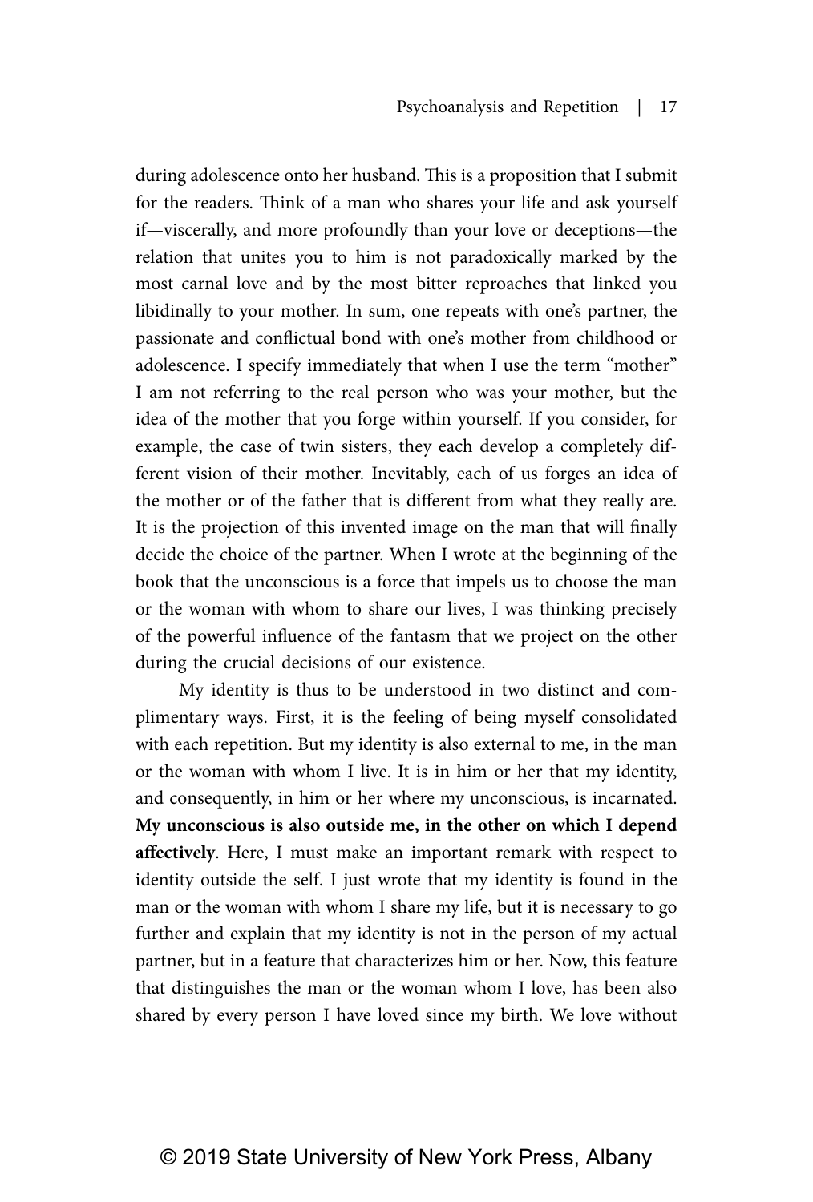during adolescence onto her husband. This is a proposition that I submit for the readers. Think of a man who shares your life and ask yourself if—viscerally, and more profoundly than your love or deceptions—the relation that unites you to him is not paradoxically marked by the most carnal love and by the most bitter reproaches that linked you libidinally to your mother. In sum, one repeats with one's partner, the passionate and conflictual bond with one's mother from childhood or adolescence. I specify immediately that when I use the term "mother" I am not referring to the real person who was your mother, but the idea of the mother that you forge within yourself. If you consider, for example, the case of twin sisters, they each develop a completely different vision of their mother. Inevitably, each of us forges an idea of the mother or of the father that is different from what they really are. It is the projection of this invented image on the man that will finally decide the choice of the partner. When I wrote at the beginning of the book that the unconscious is a force that impels us to choose the man or the woman with whom to share our lives, I was thinking precisely of the powerful influence of the fantasm that we project on the other during the crucial decisions of our existence.

My identity is thus to be understood in two distinct and complimentary ways. First, it is the feeling of being myself consolidated with each repetition. But my identity is also external to me, in the man or the woman with whom I live. It is in him or her that my identity, and consequently, in him or her where my unconscious, is incarnated. **My unconscious is also outside me, in the other on which I depend affectively**. Here, I must make an important remark with respect to identity outside the self. I just wrote that my identity is found in the man or the woman with whom I share my life, but it is necessary to go further and explain that my identity is not in the person of my actual partner, but in a feature that characterizes him or her. Now, this feature that distinguishes the man or the woman whom I love, has been also shared by every person I have loved since my birth. We love without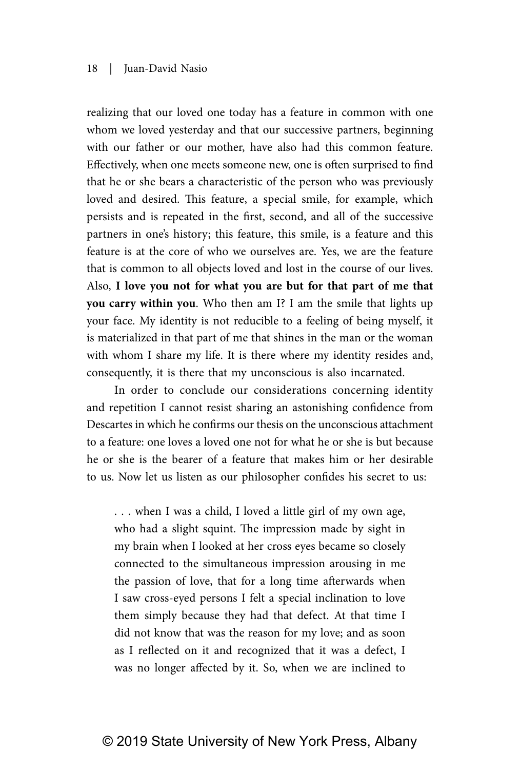realizing that our loved one today has a feature in common with one whom we loved yesterday and that our successive partners, beginning with our father or our mother, have also had this common feature. Effectively, when one meets someone new, one is often surprised to find that he or she bears a characteristic of the person who was previously loved and desired. This feature, a special smile, for example, which persists and is repeated in the first, second, and all of the successive partners in one's history; this feature, this smile, is a feature and this feature is at the core of who we ourselves are. Yes, we are the feature that is common to all objects loved and lost in the course of our lives. Also, **I love you not for what you are but for that part of me that you carry within you**. Who then am I? I am the smile that lights up your face. My identity is not reducible to a feeling of being myself, it is materialized in that part of me that shines in the man or the woman with whom I share my life. It is there where my identity resides and, consequently, it is there that my unconscious is also incarnated.

In order to conclude our considerations concerning identity and repetition I cannot resist sharing an astonishing confidence from Descartes in which he confirms our thesis on the unconscious attachment to a feature: one loves a loved one not for what he or she is but because he or she is the bearer of a feature that makes him or her desirable to us. Now let us listen as our philosopher confides his secret to us:

> . . . when I was a child, I loved a little girl of my own age, who had a slight squint. The impression made by sight in my brain when I looked at her cross eyes became so closely connected to the simultaneous impression arousing in me the passion of love, that for a long time afterwards when I saw cross-eyed persons I felt a special inclination to love them simply because they had that defect. At that time I did not know that was the reason for my love; and as soon as I reflected on it and recognized that it was a defect, I was no longer affected by it. So, when we are inclined to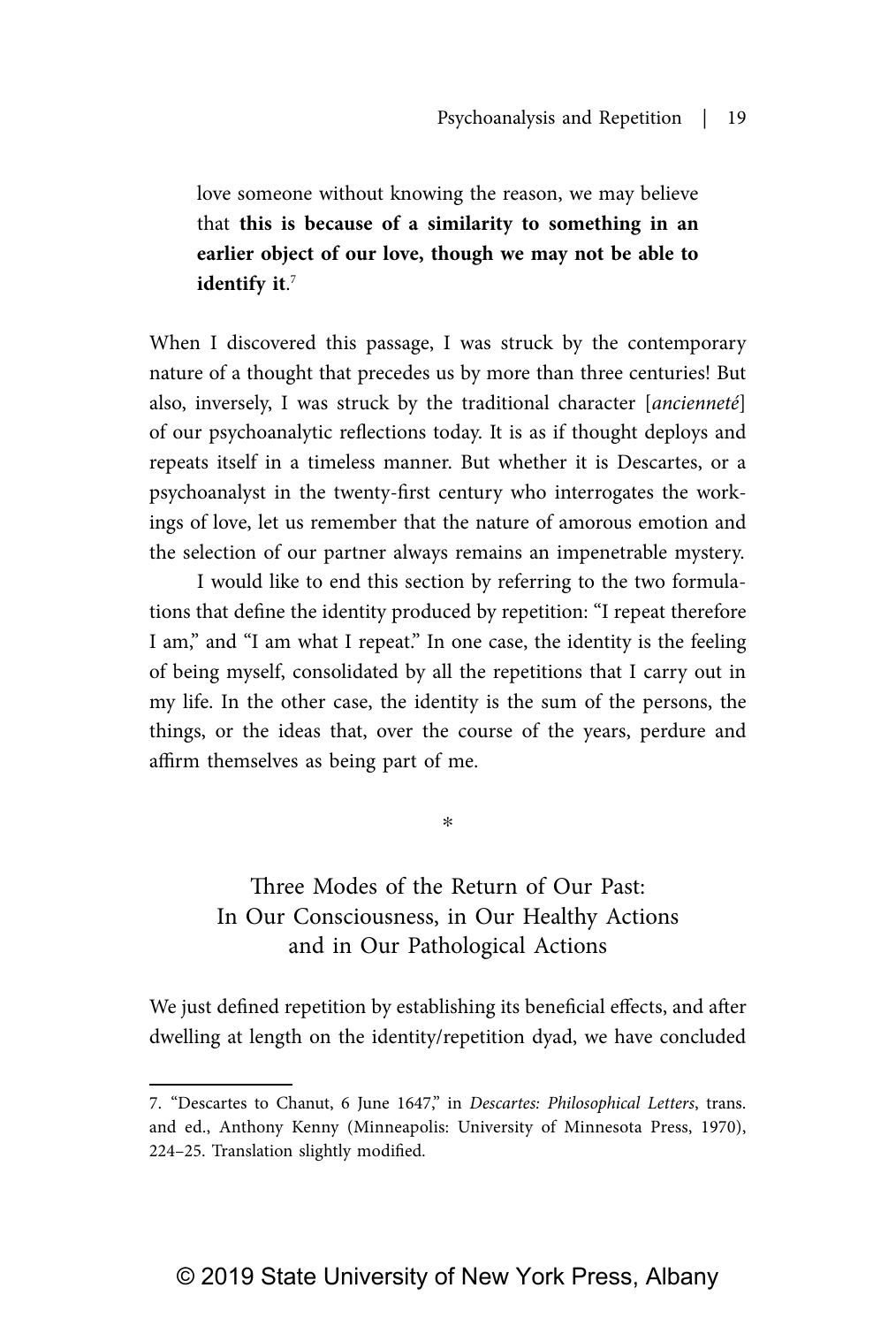love someone without knowing the reason, we may believe that **this is because of a similarity to something in an earlier object of our love, though we may not be able to identify it**.[7]

When I discovered this passage, I was struck by the contemporary nature of a thought that precedes us by more than three centuries! But also, inversely, I was struck by the traditional character [*ancienneté*] of our psychoanalytic reflections today. It is as if thought deploys and repeats itself in a timeless manner. But whether it is Descartes, or a psychoanalyst in the twenty-first century who interrogates the workings of love, let us remember that the nature of amorous emotion and the selection of our partner always remains an impenetrable mystery.

I would like to end this section by referring to the two formulations that define the identity produced by repetition: "I repeat therefore I am," and "I am what I repeat." In one case, the identity is the feeling of being myself, consolidated by all the repetitions that I carry out in my life. In the other case, the identity is the sum of the persons, the things, or the ideas that, over the course of the years, perdure and affirm themselves as being part of me.

*

## Three Modes of the Return of Our Past: In Our Consciousness, in Our Healthy Actions and in Our Pathological Actions

We just defined repetition by establishing its beneficial effects, and after dwelling at length on the identity/repetition dyad, we have concluded

---

7. "Descartes to Chanut, 6 June 1647," in *Descartes: Philosophical Letters*, trans. and ed., Anthony Kenny (Minneapolis: University of Minnesota Press, 1970), 224–25. Translation slightly modified.

© 2019 State University of New York Press, Albany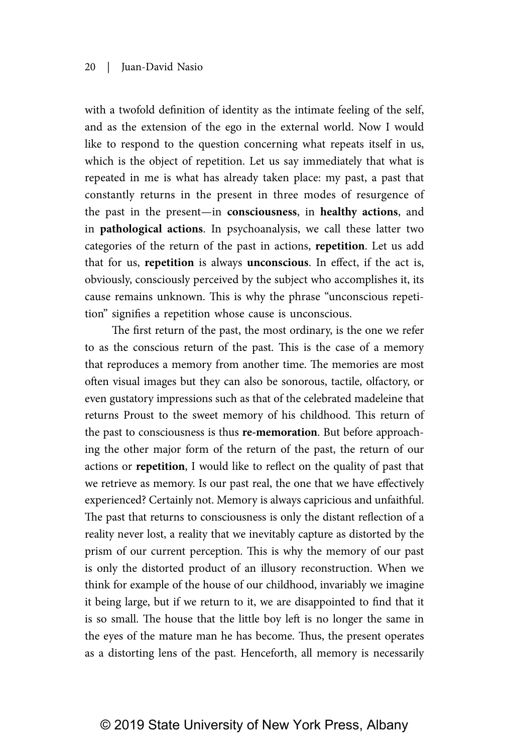with a twofold definition of identity as the intimate feeling of the self, and as the extension of the ego in the external world. Now I would like to respond to the question concerning what repeats itself in us, which is the object of repetition. Let us say immediately that what is repeated in me is what has already taken place: my past, a past that constantly returns in the present in three modes of resurgence of the past in the present—in **consciousness**, in **healthy actions**, and in **pathological actions**. In psychoanalysis, we call these latter two categories of the return of the past in actions, **repetition**. Let us add that for us, **repetition** is always **unconscious**. In effect, if the act is, obviously, consciously perceived by the subject who accomplishes it, its cause remains unknown. This is why the phrase "unconscious repetition" signifies a repetition whose cause is unconscious.

The first return of the past, the most ordinary, is the one we refer to as the conscious return of the past. This is the case of a memory that reproduces a memory from another time. The memories are most often visual images but they can also be sonorous, tactile, olfactory, or even gustatory impressions such as that of the celebrated madeleine that returns Proust to the sweet memory of his childhood. This return of the past to consciousness is thus **re-memoration**. But before approaching the other major form of the return of the past, the return of our actions or **repetition**, I would like to reflect on the quality of past that we retrieve as memory. Is our past real, the one that we have effectively experienced? Certainly not. Memory is always capricious and unfaithful. The past that returns to consciousness is only the distant reflection of a reality never lost, a reality that we inevitably capture as distorted by the prism of our current perception. This is why the memory of our past is only the distorted product of an illusory reconstruction. When we think for example of the house of our childhood, invariably we imagine it being large, but if we return to it, we are disappointed to find that it is so small. The house that the little boy left is no longer the same in the eyes of the mature man he has become. Thus, the present operates as a distorting lens of the past. Henceforth, all memory is necessarily

© 2019 State University of New York Press, Albany